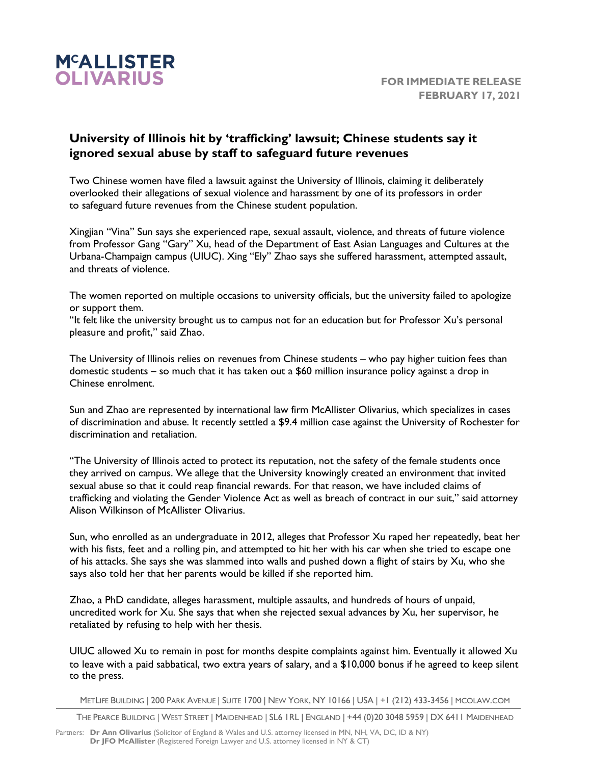**McALLISTER OLIVARIUS**

**FOR IMMEDIATE RELEASE**
**FEBRUARY 17, 2021**

## University of Illinois hit by 'trafficking' lawsuit; Chinese students say it ignored sexual abuse by staff to safeguard future revenues

Two Chinese women have filed a lawsuit against the University of Illinois, claiming it deliberately overlooked their allegations of sexual violence and harassment by one of its professors in order to safeguard future revenues from the Chinese student population.

Xingjian "Vina" Sun says she experienced rape, sexual assault, violence, and threats of future violence from Professor Gang "Gary" Xu, head of the Department of East Asian Languages and Cultures at the Urbana-Champaign campus (UIUC). Xing "Ely" Zhao says she suffered harassment, attempted assault, and threats of violence.

The women reported on multiple occasions to university officials, but the university failed to apologize or support them.
"It felt like the university brought us to campus not for an education but for Professor Xu's personal pleasure and profit," said Zhao.

The University of Illinois relies on revenues from Chinese students – who pay higher tuition fees than domestic students – so much that it has taken out a $60 million insurance policy against a drop in Chinese enrolment.

Sun and Zhao are represented by international law firm McAllister Olivarius, which specializes in cases of discrimination and abuse. It recently settled a $9.4 million case against the University of Rochester for discrimination and retaliation.

"The University of Illinois acted to protect its reputation, not the safety of the female students once they arrived on campus. We allege that the University knowingly created an environment that invited sexual abuse so that it could reap financial rewards. For that reason, we have included claims of trafficking and violating the Gender Violence Act as well as breach of contract in our suit," said attorney Alison Wilkinson of McAllister Olivarius.

Sun, who enrolled as an undergraduate in 2012, alleges that Professor Xu raped her repeatedly, beat her with his fists, feet and a rolling pin, and attempted to hit her with his car when she tried to escape one of his attacks. She says she was slammed into walls and pushed down a flight of stairs by Xu, who she says also told her that her parents would be killed if she reported him.

Zhao, a PhD candidate, alleges harassment, multiple assaults, and hundreds of hours of unpaid, uncredited work for Xu. She says that when she rejected sexual advances by Xu, her supervisor, he retaliated by refusing to help with her thesis.

UIUC allowed Xu to remain in post for months despite complaints against him. Eventually it allowed Xu to leave with a paid sabbatical, two extra years of salary, and a $10,000 bonus if he agreed to keep silent to the press.

METLIFE BUILDING | 200 PARK AVENUE | SUITE 1700 | NEW YORK, NY 10166 | USA | +1 (212) 433-3456 | MCOLAW.COM

THE PEARCE BUILDING | WEST STREET | MAIDENHEAD | SL6 1RL | ENGLAND | +44 (0)20 3048 5959 | DX 6411 MAIDENHEAD

Partners: **Dr Ann Olivarius** (Solicitor of England & Wales and U.S. attorney licensed in MN, NH, VA, DC, ID & NY)
**Dr JFO McAllister** (Registered Foreign Lawyer and U.S. attorney licensed in NY & CT)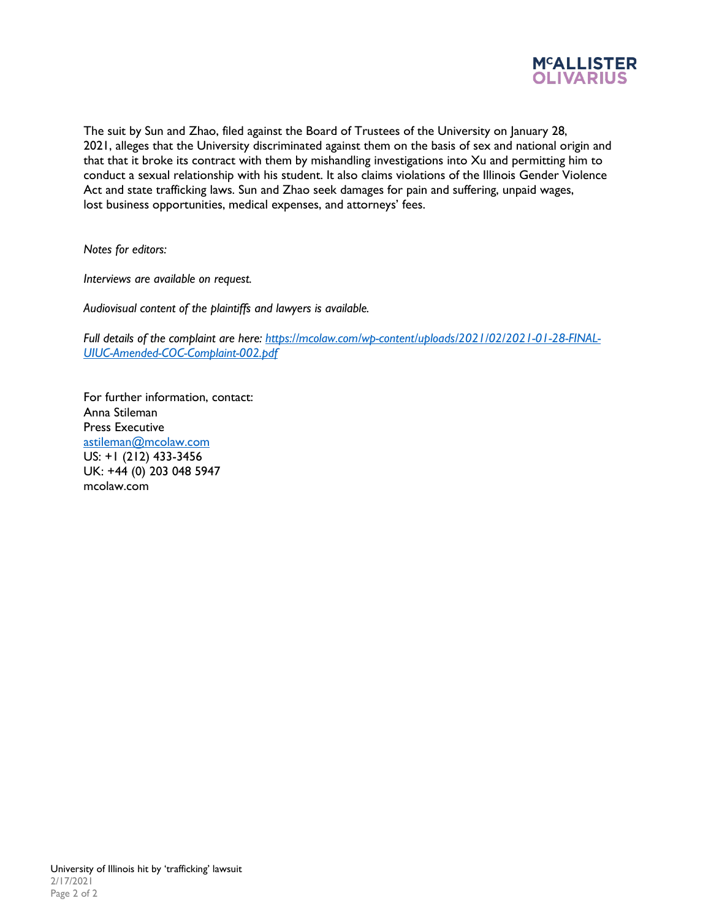The suit by Sun and Zhao, filed against the Board of Trustees of the University on January 28, 2021, alleges that the University discriminated against them on the basis of sex and national origin and that that it broke its contract with them by mishandling investigations into Xu and permitting him to conduct a sexual relationship with his student. It also claims violations of the Illinois Gender Violence Act and state trafficking laws. Sun and Zhao seek damages for pain and suffering, unpaid wages, lost business opportunities, medical expenses, and attorneys' fees.

*Notes for editors:*

*Interviews are available on request.*

*Audiovisual content of the plaintiffs and lawyers is available.*

*Full details of the complaint are here: https://mcolaw.com/wp-content/uploads/2021/02/2021-01-28-FINAL-UIUC-Amended-COC-Complaint-002.pdf*

For further information, contact:
Anna Stileman
Press Executive
astileman@mcolaw.com
US: +1 (212) 433-3456
UK: +44 (0) 203 048 5947
mcolaw.com